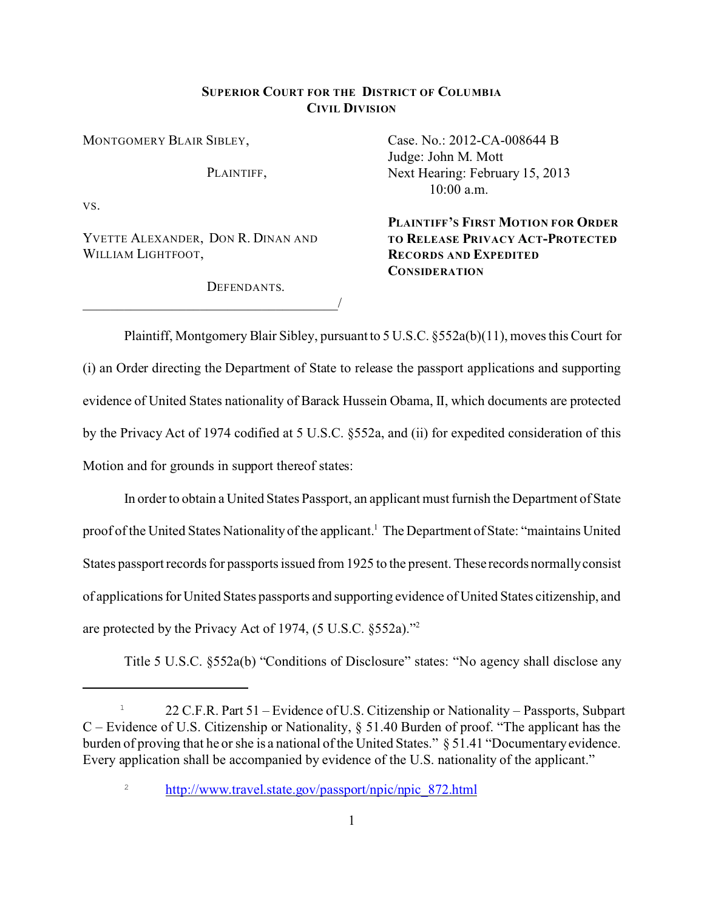**SUPERIOR COURT FOR THE DISTRICT OF COLUMBIA**
**CIVIL DIVISION**

MONTGOMERY BLAIR SIBLEY,

PLAINTIFF,

VS.

YVETTE ALEXANDER, DON R. DINAN AND WILLIAM LIGHTFOOT,

DEFENDANTS.
_____________________________________/

Case. No.: 2012-CA-008644 B
Judge: John M. Mott
Next Hearing: February 15, 2013
10:00 a.m.

**PLAINTIFF'S FIRST MOTION FOR ORDER TO RELEASE PRIVACY ACT-PROTECTED RECORDS AND EXPEDITED CONSIDERATION**

Plaintiff, Montgomery Blair Sibley, pursuant to 5 U.S.C. §552a(b)(11), moves this Court for (i) an Order directing the Department of State to release the passport applications and supporting evidence of United States nationality of Barack Hussein Obama, II, which documents are protected by the Privacy Act of 1974 codified at 5 U.S.C. §552a, and (ii) for expedited consideration of this Motion and for grounds in support thereof states:

In order to obtain a United States Passport, an applicant must furnish the Department of State proof of the United States Nationality of the applicant.[1] The Department of State: "maintains United States passport records for passports issued from 1925 to the present. These records normally consist of applications for United States passports and supporting evidence of United States citizenship, and are protected by the Privacy Act of 1974, (5 U.S.C. §552a)."[2]

Title 5 U.S.C. §552a(b) "Conditions of Disclosure" states: "No agency shall disclose any

---

[1] 22 C.F.R. Part 51 – Evidence of U.S. Citizenship or Nationality – Passports, Subpart C – Evidence of U.S. Citizenship or Nationality, § 51.40 Burden of proof. "The applicant has the burden of proving that he or she is a national of the United States." § 51.41 "Documentary evidence. Every application shall be accompanied by evidence of the U.S. nationality of the applicant."

[2] http://www.travel.state.gov/passport/npic/npic_872.html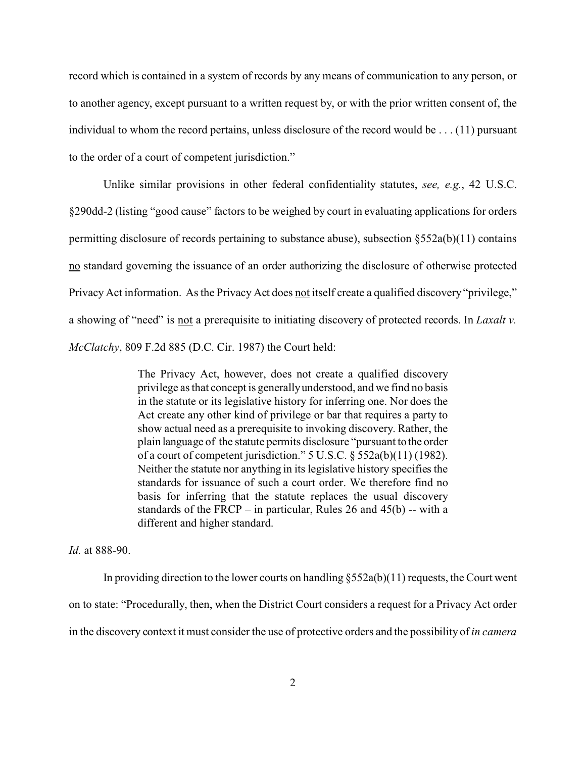record which is contained in a system of records by any means of communication to any person, or to another agency, except pursuant to a written request by, or with the prior written consent of, the individual to whom the record pertains, unless disclosure of the record would be . . . (11) pursuant to the order of a court of competent jurisdiction."

Unlike similar provisions in other federal confidentiality statutes, *see, e.g.*, 42 U.S.C. §290dd-2 (listing "good cause" factors to be weighed by court in evaluating applications for orders permitting disclosure of records pertaining to substance abuse), subsection §552a(b)(11) contains <u>no</u> standard governing the issuance of an order authorizing the disclosure of otherwise protected Privacy Act information. As the Privacy Act does <u>not</u> itself create a qualified discovery "privilege," a showing of "need" is <u>not</u> a prerequisite to initiating discovery of protected records. In *Laxalt v. McClatchy*, 809 F.2d 885 (D.C. Cir. 1987) the Court held:

> The Privacy Act, however, does not create a qualified discovery privilege as that concept is generally understood, and we find no basis in the statute or its legislative history for inferring one. Nor does the Act create any other kind of privilege or bar that requires a party to show actual need as a prerequisite to invoking discovery. Rather, the plain language of the statute permits disclosure "pursuant to the order of a court of competent jurisdiction." 5 U.S.C. § 552a(b)(11) (1982). Neither the statute nor anything in its legislative history specifies the standards for issuance of such a court order. We therefore find no basis for inferring that the statute replaces the usual discovery standards of the FRCP – in particular, Rules 26 and 45(b) -- with a different and higher standard.

*Id.* at 888-90.

In providing direction to the lower courts on handling §552a(b)(11) requests, the Court went on to state: "Procedurally, then, when the District Court considers a request for a Privacy Act order in the discovery context it must consider the use of protective orders and the possibility of *in camera*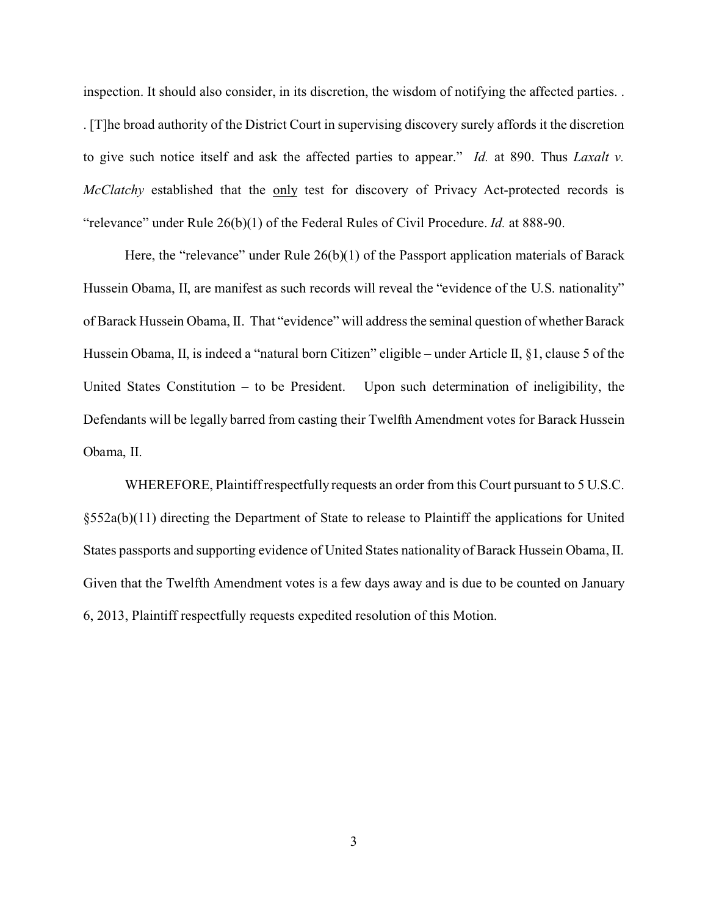inspection. It should also consider, in its discretion, the wisdom of notifying the affected parties. . . [T]he broad authority of the District Court in supervising discovery surely affords it the discretion to give such notice itself and ask the affected parties to appear." *Id.* at 890. Thus *Laxalt v. McClatchy* established that the only test for discovery of Privacy Act-protected records is "relevance" under Rule 26(b)(1) of the Federal Rules of Civil Procedure. *Id.* at 888-90.

Here, the "relevance" under Rule 26(b)(1) of the Passport application materials of Barack Hussein Obama, II, are manifest as such records will reveal the "evidence of the U.S. nationality" of Barack Hussein Obama, II. That "evidence" will address the seminal question of whether Barack Hussein Obama, II, is indeed a "natural born Citizen" eligible – under Article II, §1, clause 5 of the United States Constitution – to be President. Upon such determination of ineligibility, the Defendants will be legally barred from casting their Twelfth Amendment votes for Barack Hussein Obama, II.

WHEREFORE, Plaintiff respectfully requests an order from this Court pursuant to 5 U.S.C. §552a(b)(11) directing the Department of State to release to Plaintiff the applications for United States passports and supporting evidence of United States nationality of Barack Hussein Obama, II. Given that the Twelfth Amendment votes is a few days away and is due to be counted on January 6, 2013, Plaintiff respectfully requests expedited resolution of this Motion.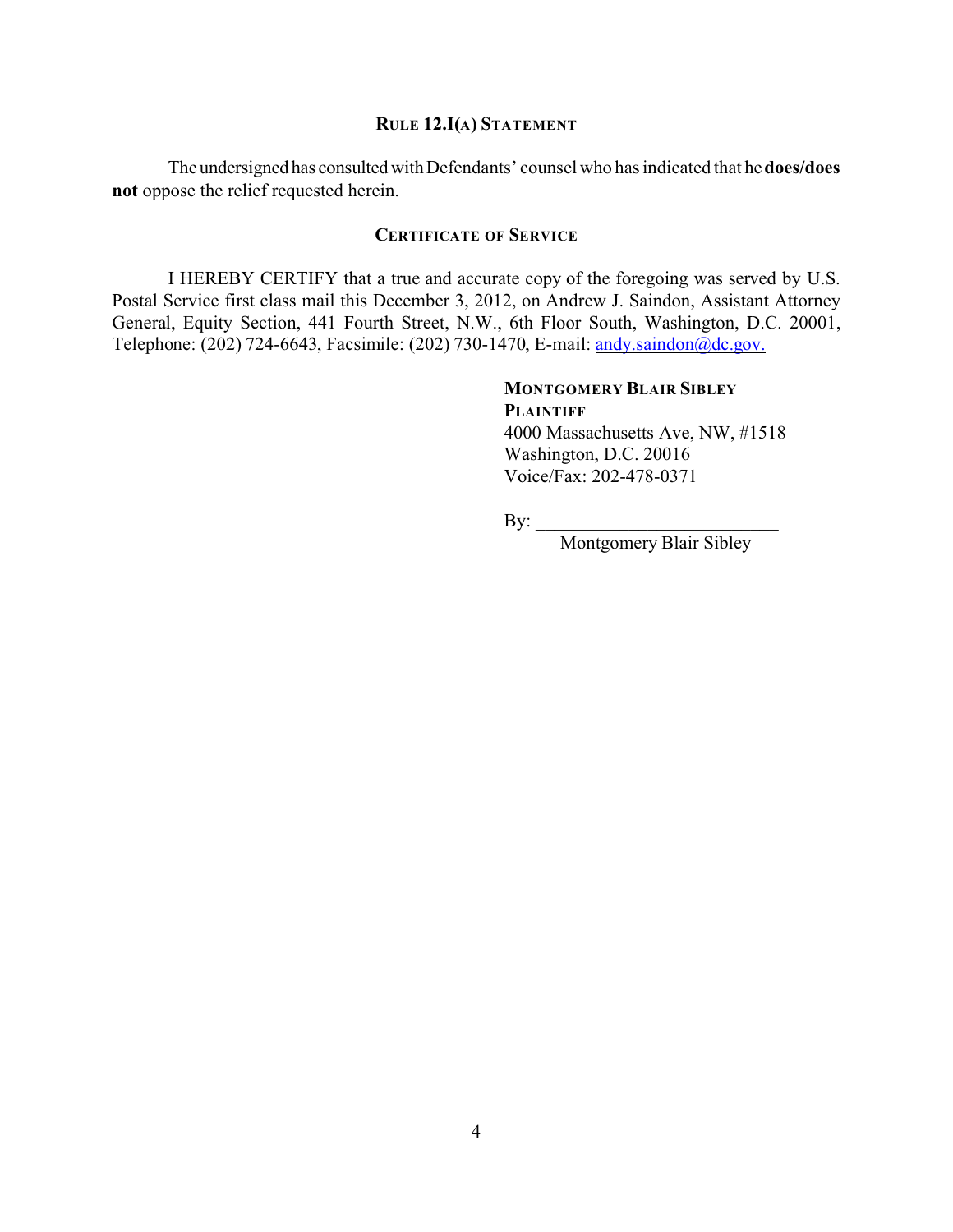### RULE 12.I(A) STATEMENT

The undersigned has consulted with Defendants' counsel who has indicated that he **does/does not** oppose the relief requested herein.

### CERTIFICATE OF SERVICE

I HEREBY CERTIFY that a true and accurate copy of the foregoing was served by U.S. Postal Service first class mail this December 3, 2012, on Andrew J. Saindon, Assistant Attorney General, Equity Section, 441 Fourth Street, N.W., 6th Floor South, Washington, D.C. 20001, Telephone: (202) 724-6643, Facsimile: (202) 730-1470, E-mail: andy.saindon@dc.gov.

**MONTGOMERY BLAIR SIBLEY**
**PLAINTIFF**
4000 Massachusetts Ave, NW, #1518
Washington, D.C. 20016
Voice/Fax: 202-478-0371

By: ___________________________
Montgomery Blair Sibley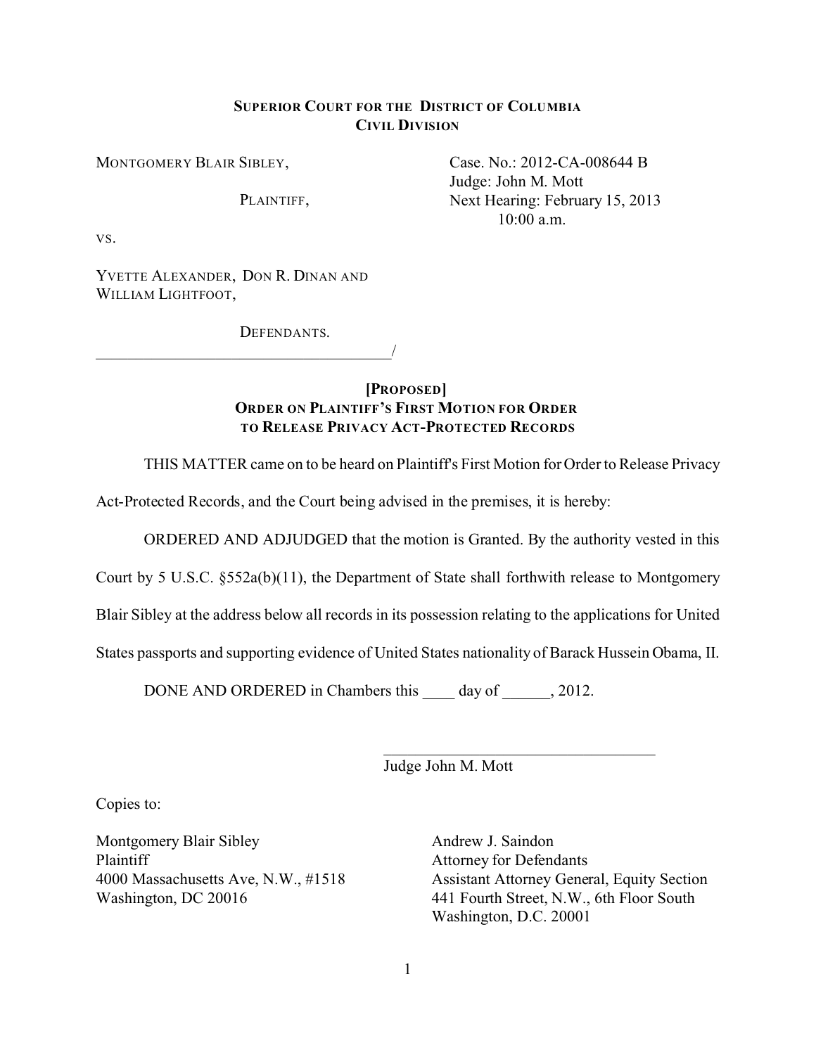**SUPERIOR COURT FOR THE DISTRICT OF COLUMBIA**
**CIVIL DIVISION**

MONTGOMERY BLAIR SIBLEY,

PLAINTIFF,

vs.

YVETTE ALEXANDER, DON R. DINAN AND WILLIAM LIGHTFOOT,

DEFENDANTS.
\_\_\_\_\_\_\_\_\_\_\_\_\_\_\_\_\_\_\_\_\_\_\_\_\_\_\_\_\_\_\_\_\_\_\_\_\_\_/

Case. No.: 2012-CA-008644 B
Judge: John M. Mott
Next Hearing: February 15, 2013
10:00 a.m.

**[PROPOSED]**
**ORDER ON PLAINTIFF'S FIRST MOTION FOR ORDER TO RELEASE PRIVACY ACT-PROTECTED RECORDS**

THIS MATTER came on to be heard on Plaintiff's First Motion for Order to Release Privacy Act-Protected Records, and the Court being advised in the premises, it is hereby:

ORDERED AND ADJUDGED that the motion is Granted. By the authority vested in this Court by 5 U.S.C. §552a(b)(11), the Department of State shall forthwith release to Montgomery Blair Sibley at the address below all records in its possession relating to the applications for United States passports and supporting evidence of United States nationality of Barack Hussein Obama, II.

DONE AND ORDERED in Chambers this \_\_\_\_ day of \_\_\_\_\_\_, 2012.

\_\_\_\_\_\_\_\_\_\_\_\_\_\_\_\_\_\_\_\_\_\_\_\_\_\_\_\_\_\_\_\_\_\_\_
Judge John M. Mott

Copies to:

Montgomery Blair Sibley
Plaintiff
4000 Massachusetts Ave, N.W., #1518
Washington, DC 20016

Andrew J. Saindon
Attorney for Defendants
Assistant Attorney General, Equity Section
441 Fourth Street, N.W., 6th Floor South
Washington, D.C. 20001